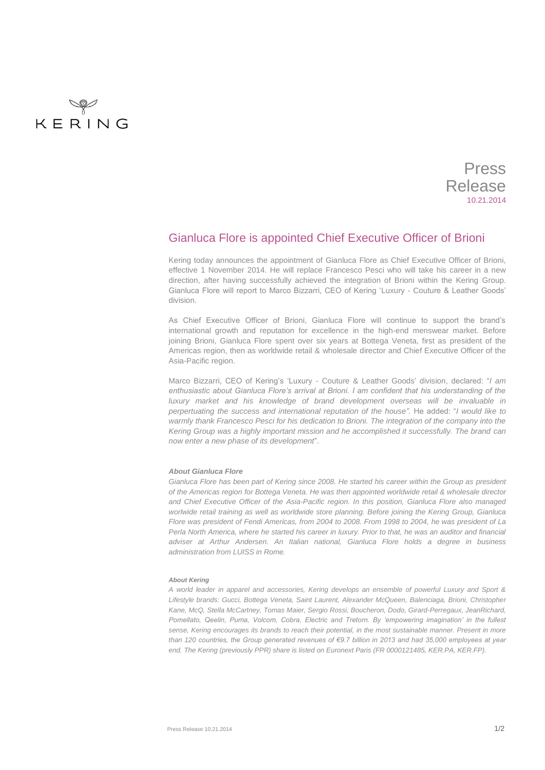KERING

Press Release
10.21.2014

# Gianluca Flore is appointed Chief Executive Officer of Brioni

Kering today announces the appointment of Gianluca Flore as Chief Executive Officer of Brioni, effective 1 November 2014. He will replace Francesco Pesci who will take his career in a new direction, after having successfully achieved the integration of Brioni within the Kering Group. Gianluca Flore will report to Marco Bizzarri, CEO of Kering 'Luxury - Couture & Leather Goods' division.

As Chief Executive Officer of Brioni, Gianluca Flore will continue to support the brand's international growth and reputation for excellence in the high-end menswear market. Before joining Brioni, Gianluca Flore spent over six years at Bottega Veneta, first as president of the Americas region, then as worldwide retail & wholesale director and Chief Executive Officer of the Asia-Pacific region.

Marco Bizzarri, CEO of Kering's 'Luxury - Couture & Leather Goods' division, declared: "*I am enthusiastic about Gianluca Flore's arrival at Brioni. I am confident that his understanding of the luxury market and his knowledge of brand development overseas will be invaluable in perpertuating the success and international reputation of the house".* He added: "*I would like to warmly thank Francesco Pesci for his dedication to Brioni. The integration of the company into the Kering Group was a highly important mission and he accomplished it successfully. The brand can now enter a new phase of its development*".

***About Gianluca Flore***

*Gianluca Flore has been part of Kering since 2008. He started his career within the Group as president of the Americas region for Bottega Veneta. He was then appointed worldwide retail & wholesale director and Chief Executive Officer of the Asia-Pacific region. In this position, Gianluca Flore also managed worlwide retail training as well as worldwide store planning. Before joining the Kering Group, Gianluca Flore was president of Fendi Americas, from 2004 to 2008. From 1998 to 2004, he was president of La Perla North America, where he started his career in luxury. Prior to that, he was an auditor and financial adviser at Arthur Andersen. An Italian national, Gianluca Flore holds a degree in business administration from LUISS in Rome.*

***About Kering***

*A world leader in apparel and accessories, Kering develops an ensemble of powerful Luxury and Sport & Lifestyle brands: Gucci, Bottega Veneta, Saint Laurent, Alexander McQueen, Balenciaga, Brioni, Christopher Kane, McQ, Stella McCartney, Tomas Maier, Sergio Rossi, Boucheron, Dodo, Girard-Perregaux, JeanRichard, Pomellato, Qeelin, Puma, Volcom, Cobra, Electric and Tretorn. By 'empowering imagination' in the fullest sense, Kering encourages its brands to reach their potential, in the most sustainable manner. Present in more than 120 countries, the Group generated revenues of €9.7 billion in 2013 and had 35,000 employees at year end. The Kering (previously PPR) share is listed on Euronext Paris (FR 0000121485, KER.PA, KER.FP).*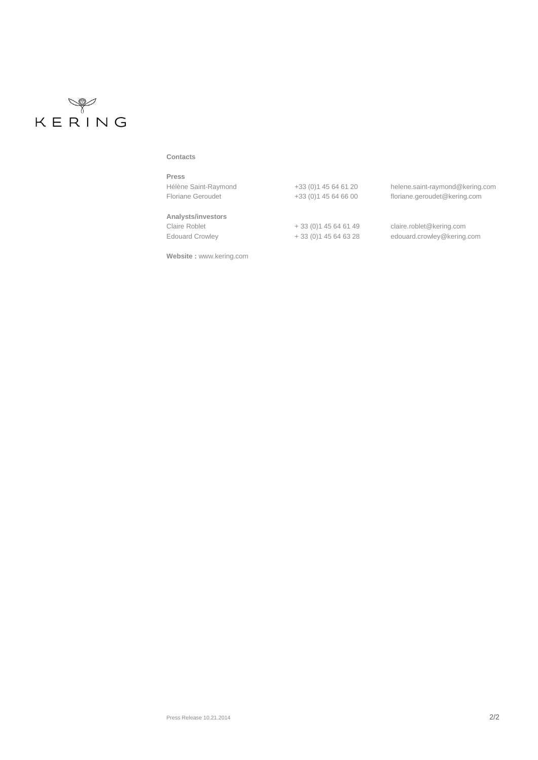KERING

**Contacts**

**Press**

| | | |
|---|---|---|
| Hélène Saint-Raymond | +33 (0)1 45 64 61 20 | helene.saint-raymond@kering.com |
| Floriane Geroudet | +33 (0)1 45 64 66 00 | floriane.geroudet@kering.com |

**Analysts/investors**

| | | |
|---|---|---|
| Claire Roblet | + 33 (0)1 45 64 61 49 | claire.roblet@kering.com |
| Edouard Crowley | + 33 (0)1 45 64 63 28 | edouard.crowley@kering.com |

**Website :** www.kering.com

Press Release 10.21.2014